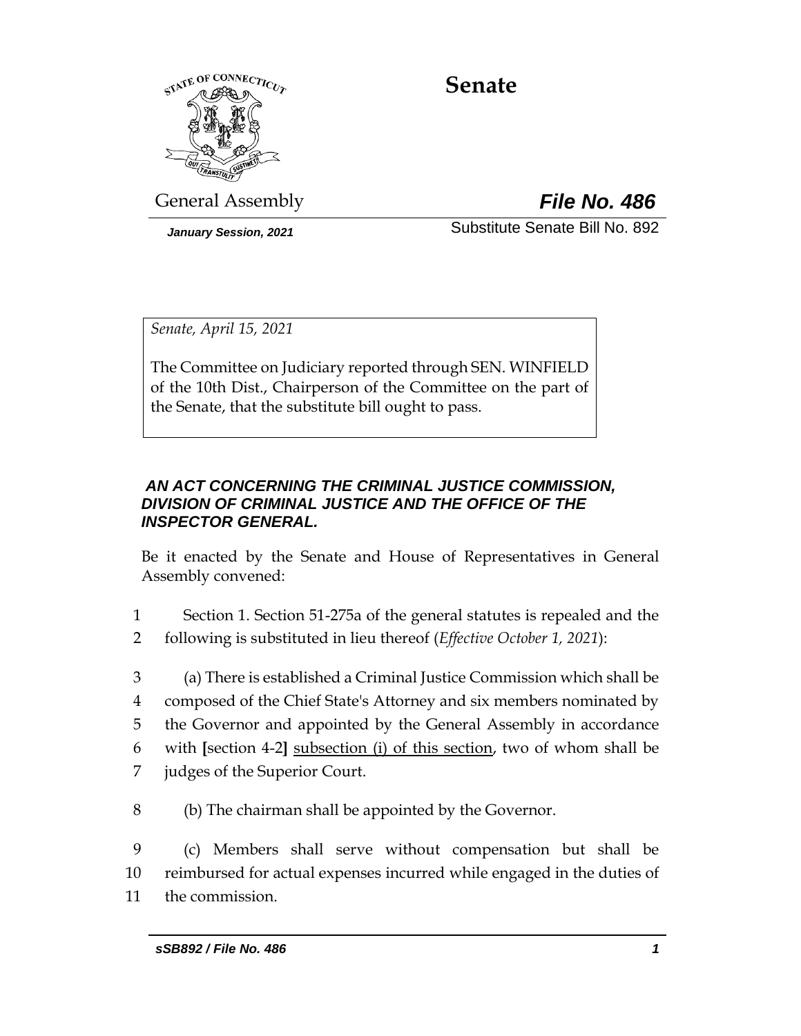# Senate

General Assembly

***File No. 486***

*January Session, 2021*

Substitute Senate Bill No. 892

*Senate, April 15, 2021*

The Committee on Judiciary reported through SEN. WINFIELD of the 10th Dist., Chairperson of the Committee on the part of the Senate, that the substitute bill ought to pass.

***AN ACT CONCERNING THE CRIMINAL JUSTICE COMMISSION, DIVISION OF CRIMINAL JUSTICE AND THE OFFICE OF THE INSPECTOR GENERAL.***

Be it enacted by the Senate and House of Representatives in General Assembly convened:

1 Section 1. Section 51-275a of the general statutes is repealed and the
2 following is substituted in lieu thereof (*Effective October 1, 2021*):

3 (a) There is established a Criminal Justice Commission which shall be
4 composed of the Chief State's Attorney and six members nominated by
5 the Governor and appointed by the General Assembly in accordance
6 with **[**section 4-2**]** <u>subsection (i) of this section</u>, two of whom shall be
7 judges of the Superior Court.

8 (b) The chairman shall be appointed by the Governor.

9 (c) Members shall serve without compensation but shall be
10 reimbursed for actual expenses incurred while engaged in the duties of
11 the commission.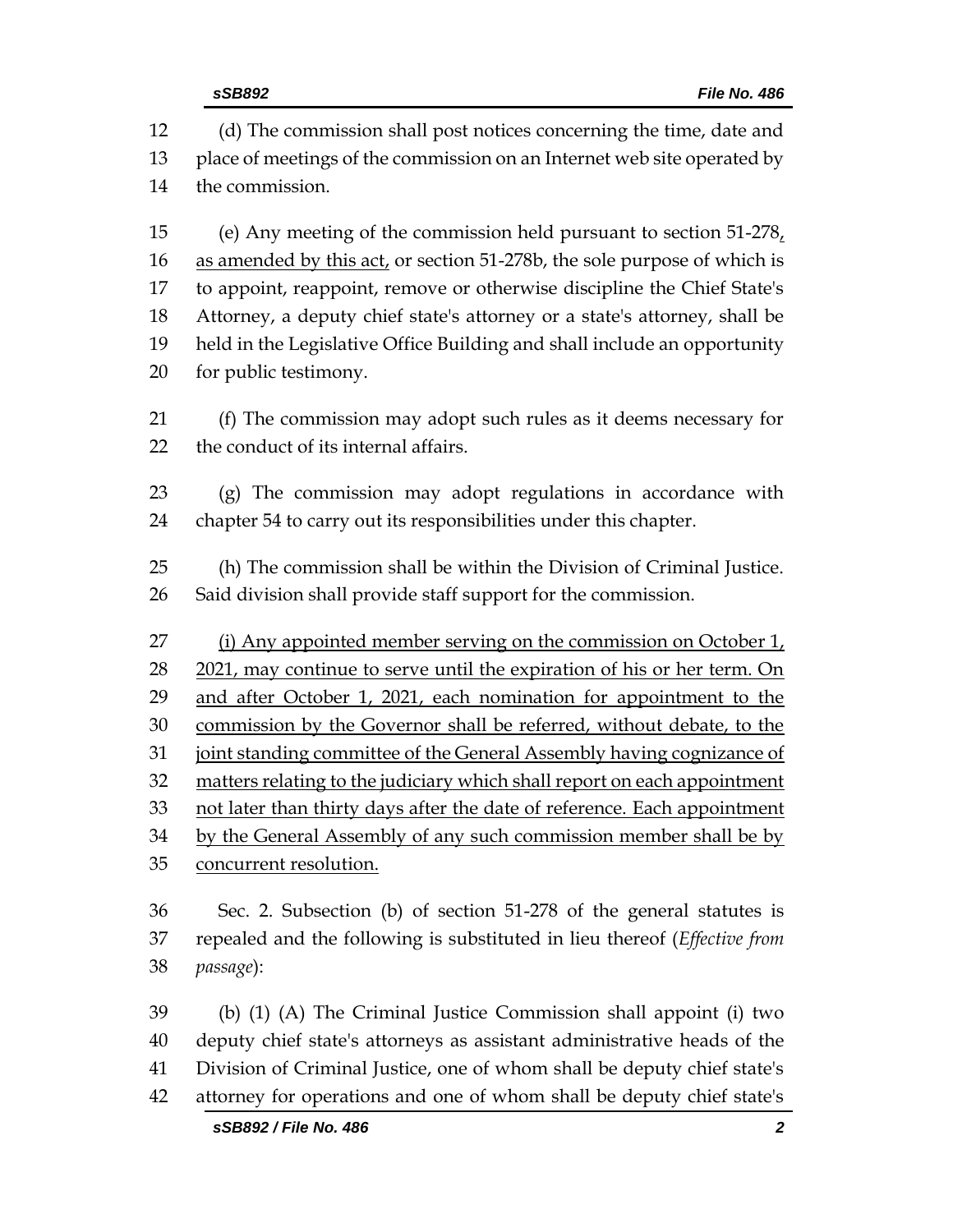(d) The commission shall post notices concerning the time, date and place of meetings of the commission on an Internet web site operated by the commission.

(e) Any meeting of the commission held pursuant to section 51-278, as amended by this act, or section 51-278b, the sole purpose of which is to appoint, reappoint, remove or otherwise discipline the Chief State's Attorney, a deputy chief state's attorney or a state's attorney, shall be held in the Legislative Office Building and shall include an opportunity for public testimony.

(f) The commission may adopt such rules as it deems necessary for the conduct of its internal affairs.

(g) The commission may adopt regulations in accordance with chapter 54 to carry out its responsibilities under this chapter.

(h) The commission shall be within the Division of Criminal Justice. Said division shall provide staff support for the commission.

(i) Any appointed member serving on the commission on October 1, 2021, may continue to serve until the expiration of his or her term. On and after October 1, 2021, each nomination for appointment to the commission by the Governor shall be referred, without debate, to the joint standing committee of the General Assembly having cognizance of matters relating to the judiciary which shall report on each appointment not later than thirty days after the date of reference. Each appointment by the General Assembly of any such commission member shall be by concurrent resolution.

Sec. 2. Subsection (b) of section 51-278 of the general statutes is repealed and the following is substituted in lieu thereof (*Effective from passage*):

(b) (1) (A) The Criminal Justice Commission shall appoint (i) two deputy chief state's attorneys as assistant administrative heads of the Division of Criminal Justice, one of whom shall be deputy chief state's attorney for operations and one of whom shall be deputy chief state's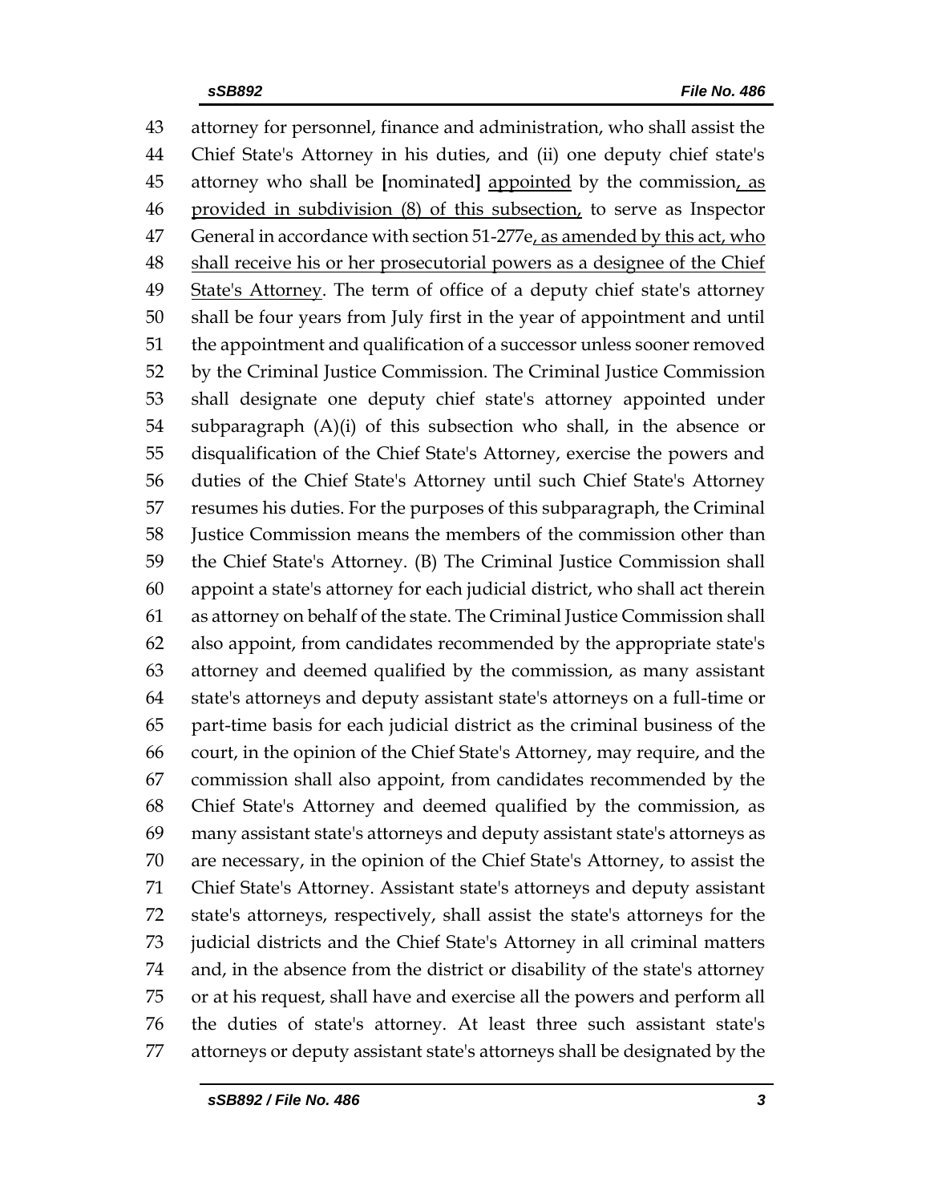43 attorney for personnel, finance and administration, who shall assist the
44 Chief State's Attorney in his duties, and (ii) one deputy chief state's
45 attorney who shall be [nominated] <u>appointed</u> by the commission<u>, as</u>
46 <u>provided in subdivision (8) of this subsection,</u> to serve as Inspector
47 General in accordance with section 51-277e<u>, as amended by this act, who</u>
48 <u>shall receive his or her prosecutorial powers as a designee of the Chief</u>
49 <u>State's Attorney</u>. The term of office of a deputy chief state's attorney
50 shall be four years from July first in the year of appointment and until
51 the appointment and qualification of a successor unless sooner removed
52 by the Criminal Justice Commission. The Criminal Justice Commission
53 shall designate one deputy chief state's attorney appointed under
54 subparagraph (A)(i) of this subsection who shall, in the absence or
55 disqualification of the Chief State's Attorney, exercise the powers and
56 duties of the Chief State's Attorney until such Chief State's Attorney
57 resumes his duties. For the purposes of this subparagraph, the Criminal
58 Justice Commission means the members of the commission other than
59 the Chief State's Attorney. (B) The Criminal Justice Commission shall
60 appoint a state's attorney for each judicial district, who shall act therein
61 as attorney on behalf of the state. The Criminal Justice Commission shall
62 also appoint, from candidates recommended by the appropriate state's
63 attorney and deemed qualified by the commission, as many assistant
64 state's attorneys and deputy assistant state's attorneys on a full-time or
65 part-time basis for each judicial district as the criminal business of the
66 court, in the opinion of the Chief State's Attorney, may require, and the
67 commission shall also appoint, from candidates recommended by the
68 Chief State's Attorney and deemed qualified by the commission, as
69 many assistant state's attorneys and deputy assistant state's attorneys as
70 are necessary, in the opinion of the Chief State's Attorney, to assist the
71 Chief State's Attorney. Assistant state's attorneys and deputy assistant
72 state's attorneys, respectively, shall assist the state's attorneys for the
73 judicial districts and the Chief State's Attorney in all criminal matters
74 and, in the absence from the district or disability of the state's attorney
75 or at his request, shall have and exercise all the powers and perform all
76 the duties of state's attorney. At least three such assistant state's
77 attorneys or deputy assistant state's attorneys shall be designated by the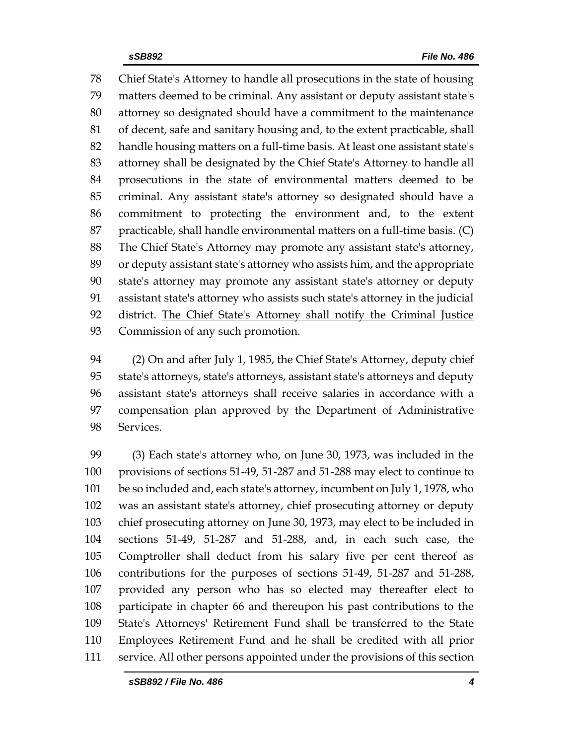Chief State's Attorney to handle all prosecutions in the state of housing matters deemed to be criminal. Any assistant or deputy assistant state's attorney so designated should have a commitment to the maintenance of decent, safe and sanitary housing and, to the extent practicable, shall handle housing matters on a full-time basis. At least one assistant state's attorney shall be designated by the Chief State's Attorney to handle all prosecutions in the state of environmental matters deemed to be criminal. Any assistant state's attorney so designated should have a commitment to protecting the environment and, to the extent practicable, shall handle environmental matters on a full-time basis. (C) The Chief State's Attorney may promote any assistant state's attorney, or deputy assistant state's attorney who assists him, and the appropriate state's attorney may promote any assistant state's attorney or deputy assistant state's attorney who assists such state's attorney in the judicial district. <u>The Chief State's Attorney shall notify the Criminal Justice Commission of any such promotion.</u>

(2) On and after July 1, 1985, the Chief State's Attorney, deputy chief state's attorneys, state's attorneys, assistant state's attorneys and deputy assistant state's attorneys shall receive salaries in accordance with a compensation plan approved by the Department of Administrative Services.

(3) Each state's attorney who, on June 30, 1973, was included in the provisions of sections 51-49, 51-287 and 51-288 may elect to continue to be so included and, each state's attorney, incumbent on July 1, 1978, who was an assistant state's attorney, chief prosecuting attorney or deputy chief prosecuting attorney on June 30, 1973, may elect to be included in sections 51-49, 51-287 and 51-288, and, in each such case, the Comptroller shall deduct from his salary five per cent thereof as contributions for the purposes of sections 51-49, 51-287 and 51-288, provided any person who has so elected may thereafter elect to participate in chapter 66 and thereupon his past contributions to the State's Attorneys' Retirement Fund shall be transferred to the State Employees Retirement Fund and he shall be credited with all prior service. All other persons appointed under the provisions of this section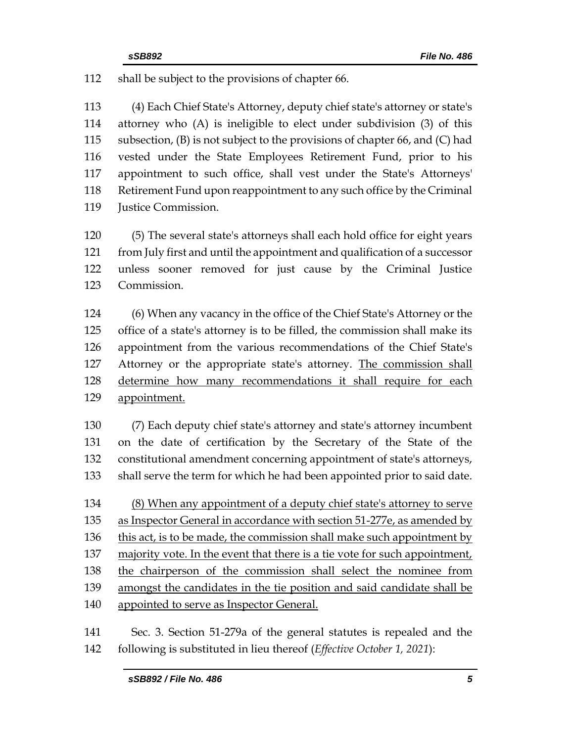shall be subject to the provisions of chapter 66.

(4) Each Chief State's Attorney, deputy chief state's attorney or state's attorney who (A) is ineligible to elect under subdivision (3) of this subsection, (B) is not subject to the provisions of chapter 66, and (C) had vested under the State Employees Retirement Fund, prior to his appointment to such office, shall vest under the State's Attorneys' Retirement Fund upon reappointment to any such office by the Criminal Justice Commission.

(5) The several state's attorneys shall each hold office for eight years from July first and until the appointment and qualification of a successor unless sooner removed for just cause by the Criminal Justice Commission.

(6) When any vacancy in the office of the Chief State's Attorney or the office of a state's attorney is to be filled, the commission shall make its appointment from the various recommendations of the Chief State's Attorney or the appropriate state's attorney. <u>The commission shall determine how many recommendations it shall require for each appointment.</u>

(7) Each deputy chief state's attorney and state's attorney incumbent on the date of certification by the Secretary of the State of the constitutional amendment concerning appointment of state's attorneys, shall serve the term for which he had been appointed prior to said date.

<u>(8) When any appointment of a deputy chief state's attorney to serve as Inspector General in accordance with section 51-277e, as amended by this act, is to be made, the commission shall make such appointment by majority vote. In the event that there is a tie vote for such appointment, the chairperson of the commission shall select the nominee from amongst the candidates in the tie position and said candidate shall be appointed to serve as Inspector General.</u>

Sec. 3. Section 51-279a of the general statutes is repealed and the following is substituted in lieu thereof (*Effective October 1, 2021*):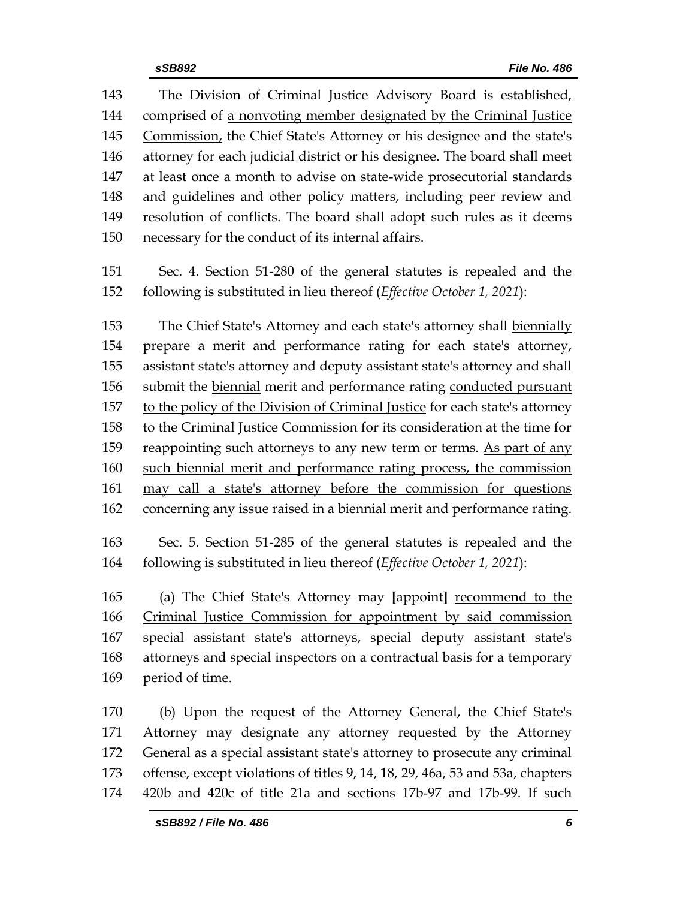The Division of Criminal Justice Advisory Board is established, comprised of <u>a nonvoting member designated by the Criminal Justice Commission,</u> the Chief State's Attorney or his designee and the state's attorney for each judicial district or his designee. The board shall meet at least once a month to advise on state-wide prosecutorial standards and guidelines and other policy matters, including peer review and resolution of conflicts. The board shall adopt such rules as it deems necessary for the conduct of its internal affairs.

Sec. 4. Section 51-280 of the general statutes is repealed and the following is substituted in lieu thereof (*Effective October 1, 2021*):

The Chief State's Attorney and each state's attorney shall <u>biennially</u> prepare a merit and performance rating for each state's attorney, assistant state's attorney and deputy assistant state's attorney and shall submit the <u>biennial</u> merit and performance rating <u>conducted pursuant to the policy of the Division of Criminal Justice</u> for each state's attorney to the Criminal Justice Commission for its consideration at the time for reappointing such attorneys to any new term or terms. <u>As part of any such biennial merit and performance rating process, the commission may call a state's attorney before the commission for questions concerning any issue raised in a biennial merit and performance rating.</u>

Sec. 5. Section 51-285 of the general statutes is repealed and the following is substituted in lieu thereof (*Effective October 1, 2021*):

(a) The Chief State's Attorney may **[**appoint**]** <u>recommend to the Criminal Justice Commission for appointment by said commission</u> special assistant state's attorneys, special deputy assistant state's attorneys and special inspectors on a contractual basis for a temporary period of time.

(b) Upon the request of the Attorney General, the Chief State's Attorney may designate any attorney requested by the Attorney General as a special assistant state's attorney to prosecute any criminal offense, except violations of titles 9, 14, 18, 29, 46a, 53 and 53a, chapters 420b and 420c of title 21a and sections 17b-97 and 17b-99. If such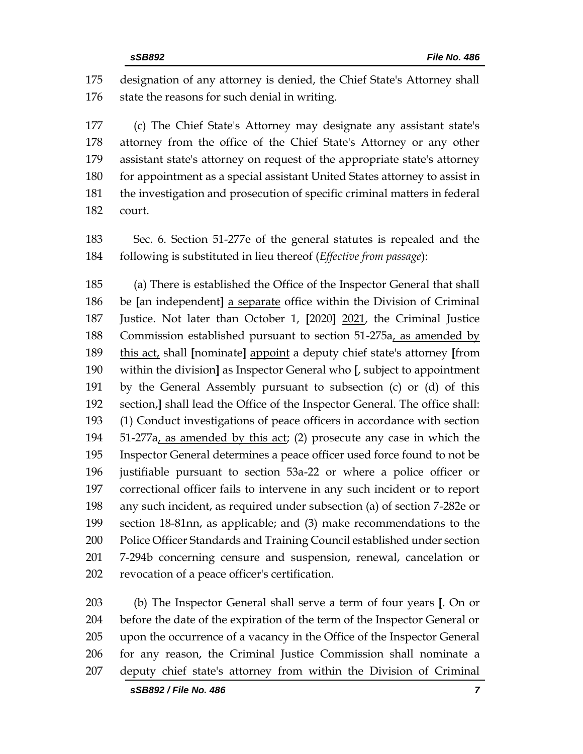designation of any attorney is denied, the Chief State's Attorney shall state the reasons for such denial in writing.

(c) The Chief State's Attorney may designate any assistant state's attorney from the office of the Chief State's Attorney or any other assistant state's attorney on request of the appropriate state's attorney for appointment as a special assistant United States attorney to assist in the investigation and prosecution of specific criminal matters in federal court.

Sec. 6. Section 51-277e of the general statutes is repealed and the following is substituted in lieu thereof (*Effective from passage*):

(a) There is established the Office of the Inspector General that shall be **[**an independent**]** <u>a separate</u> office within the Division of Criminal Justice. Not later than October 1, **[**2020**]** <u>2021</u>, the Criminal Justice Commission established pursuant to section 51-275a<u>, as amended by this act,</u> shall **[**nominate**]** <u>appoint</u> a deputy chief state's attorney **[**from within the division**]** as Inspector General who **[**, subject to appointment by the General Assembly pursuant to subsection (c) or (d) of this section,**]** shall lead the Office of the Inspector General. The office shall: (1) Conduct investigations of peace officers in accordance with section 51-277a<u>, as amended by this act</u>; (2) prosecute any case in which the Inspector General determines a peace officer used force found to not be justifiable pursuant to section 53a-22 or where a police officer or correctional officer fails to intervene in any such incident or to report any such incident, as required under subsection (a) of section 7-282e or section 18-81nn, as applicable; and (3) make recommendations to the Police Officer Standards and Training Council established under section 7-294b concerning censure and suspension, renewal, cancelation or revocation of a peace officer's certification.

(b) The Inspector General shall serve a term of four years **[**. On or before the date of the expiration of the term of the Inspector General or upon the occurrence of a vacancy in the Office of the Inspector General for any reason, the Criminal Justice Commission shall nominate a deputy chief state's attorney from within the Division of Criminal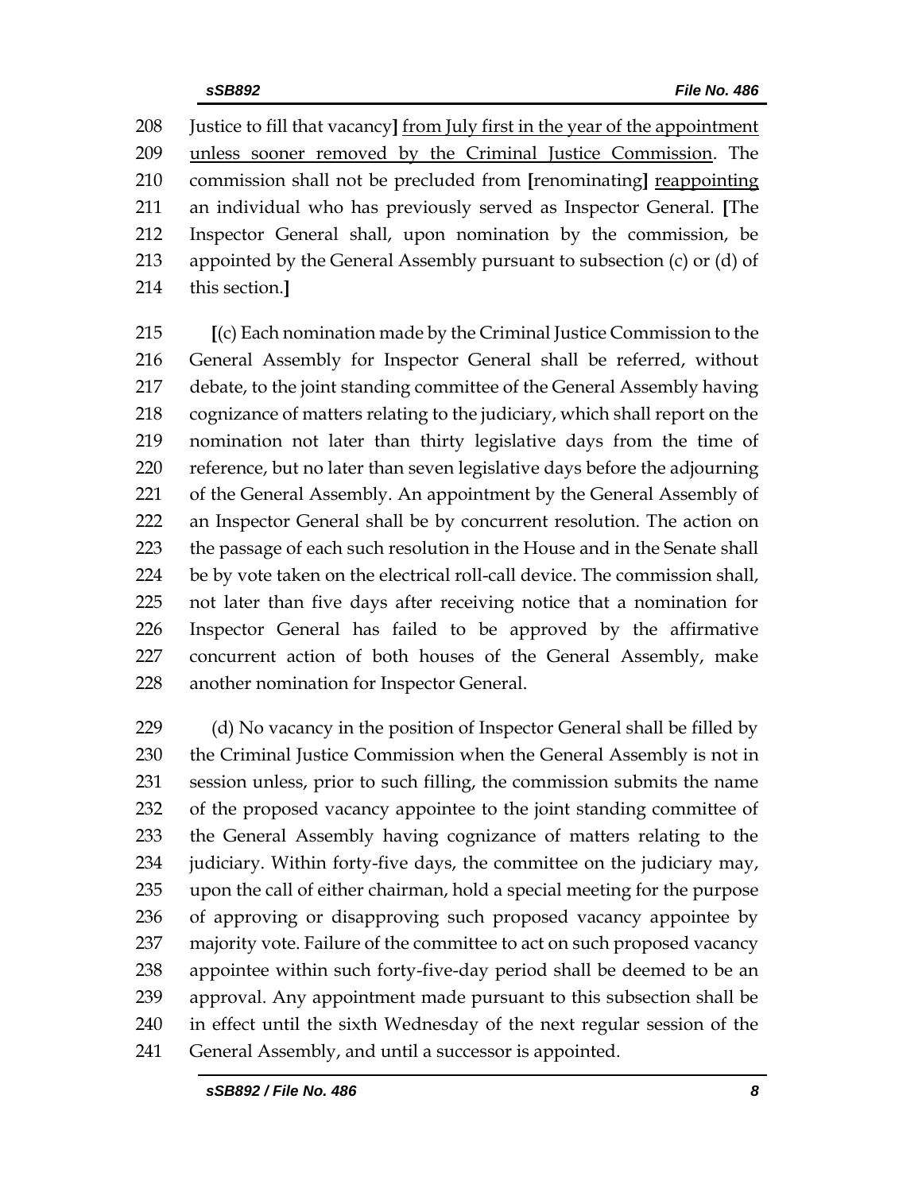Justice to fill that vacancy] <u>from July first in the year of the appointment unless sooner removed by the Criminal Justice Commission</u>. The commission shall not be precluded from [renominating] <u>reappointing</u> an individual who has previously served as Inspector General. [The Inspector General shall, upon nomination by the commission, be appointed by the General Assembly pursuant to subsection (c) or (d) of this section.]

[(c) Each nomination made by the Criminal Justice Commission to the General Assembly for Inspector General shall be referred, without debate, to the joint standing committee of the General Assembly having cognizance of matters relating to the judiciary, which shall report on the nomination not later than thirty legislative days from the time of reference, but no later than seven legislative days before the adjourning of the General Assembly. An appointment by the General Assembly of an Inspector General shall be by concurrent resolution. The action on the passage of each such resolution in the House and in the Senate shall be by vote taken on the electrical roll-call device. The commission shall, not later than five days after receiving notice that a nomination for Inspector General has failed to be approved by the affirmative concurrent action of both houses of the General Assembly, make another nomination for Inspector General.

(d) No vacancy in the position of Inspector General shall be filled by the Criminal Justice Commission when the General Assembly is not in session unless, prior to such filling, the commission submits the name of the proposed vacancy appointee to the joint standing committee of the General Assembly having cognizance of matters relating to the judiciary. Within forty-five days, the committee on the judiciary may, upon the call of either chairman, hold a special meeting for the purpose of approving or disapproving such proposed vacancy appointee by majority vote. Failure of the committee to act on such proposed vacancy appointee within such forty-five-day period shall be deemed to be an approval. Any appointment made pursuant to this subsection shall be in effect until the sixth Wednesday of the next regular session of the General Assembly, and until a successor is appointed.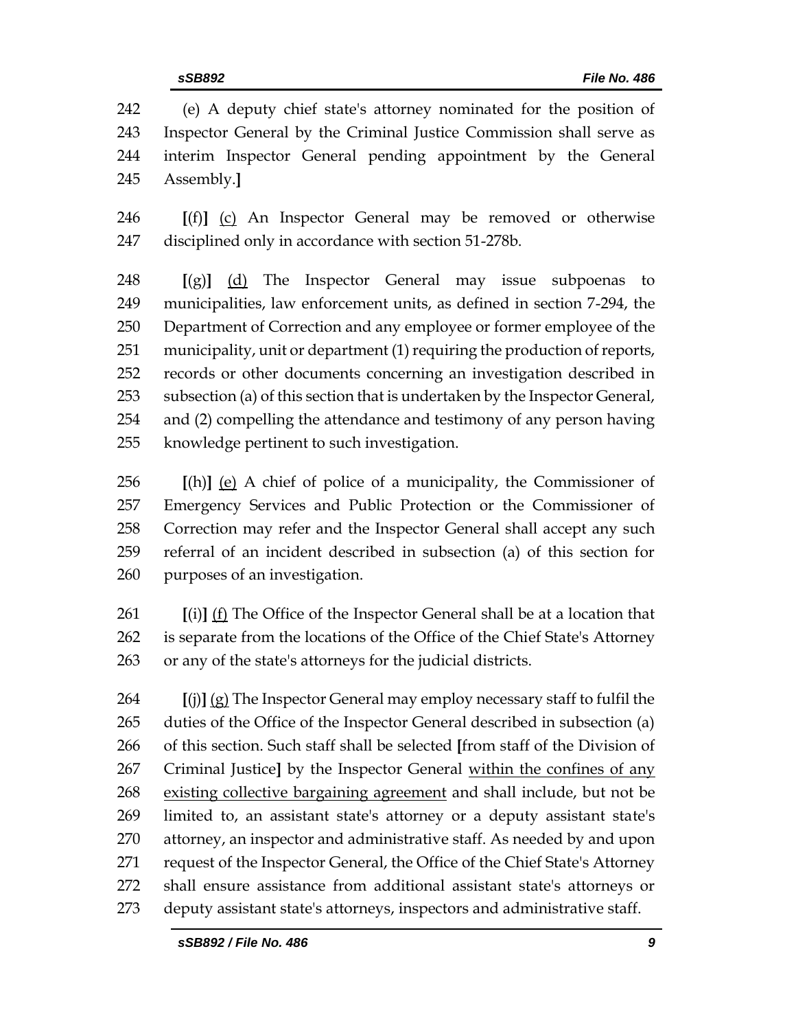242 (e) A deputy chief state's attorney nominated for the position of
243 Inspector General by the Criminal Justice Commission shall serve as
244 interim Inspector General pending appointment by the General
245 Assembly.]

246 [(f)] <u>(c)</u> An Inspector General may be removed or otherwise
247 disciplined only in accordance with section 51-278b.

248 [(g)] <u>(d)</u> The Inspector General may issue subpoenas to
249 municipalities, law enforcement units, as defined in section 7-294, the
250 Department of Correction and any employee or former employee of the
251 municipality, unit or department (1) requiring the production of reports,
252 records or other documents concerning an investigation described in
253 subsection (a) of this section that is undertaken by the Inspector General,
254 and (2) compelling the attendance and testimony of any person having
255 knowledge pertinent to such investigation.

256 [(h)] <u>(e)</u> A chief of police of a municipality, the Commissioner of
257 Emergency Services and Public Protection or the Commissioner of
258 Correction may refer and the Inspector General shall accept any such
259 referral of an incident described in subsection (a) of this section for
260 purposes of an investigation.

261 [(i)] <u>(f)</u> The Office of the Inspector General shall be at a location that
262 is separate from the locations of the Office of the Chief State's Attorney
263 or any of the state's attorneys for the judicial districts.

264 [(j)] <u>(g)</u> The Inspector General may employ necessary staff to fulfil the
265 duties of the Office of the Inspector General described in subsection (a)
266 of this section. Such staff shall be selected [from staff of the Division of
267 Criminal Justice] by the Inspector General <u>within the confines of any</u>
268 <u>existing collective bargaining agreement</u> and shall include, but not be
269 limited to, an assistant state's attorney or a deputy assistant state's
270 attorney, an inspector and administrative staff. As needed by and upon
271 request of the Inspector General, the Office of the Chief State's Attorney
272 shall ensure assistance from additional assistant state's attorneys or
273 deputy assistant state's attorneys, inspectors and administrative staff.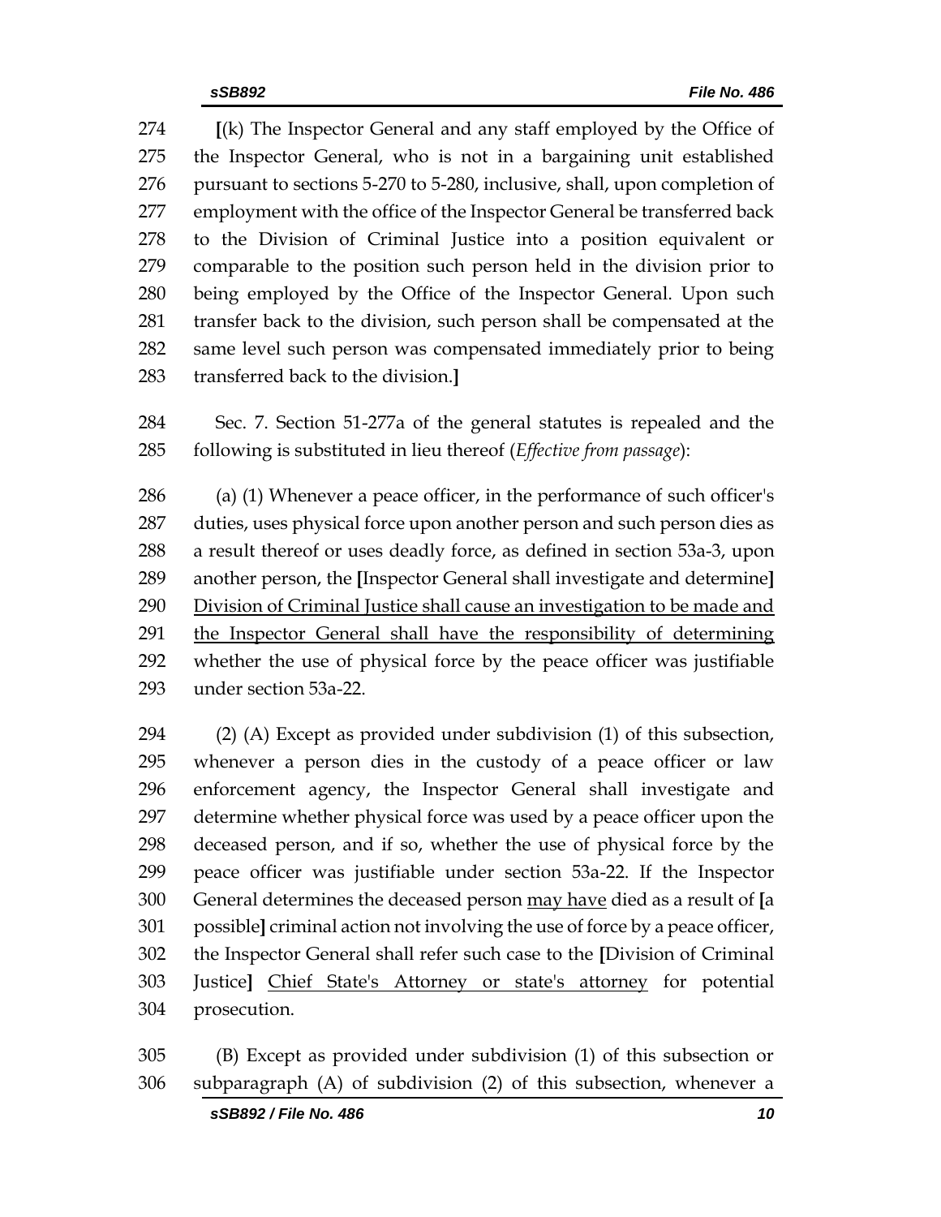[(k) The Inspector General and any staff employed by the Office of the Inspector General, who is not in a bargaining unit established pursuant to sections 5-270 to 5-280, inclusive, shall, upon completion of employment with the office of the Inspector General be transferred back to the Division of Criminal Justice into a position equivalent or comparable to the position such person held in the division prior to being employed by the Office of the Inspector General. Upon such transfer back to the division, such person shall be compensated at the same level such person was compensated immediately prior to being transferred back to the division.]

Sec. 7. Section 51-277a of the general statutes is repealed and the following is substituted in lieu thereof (*Effective from passage*):

(a) (1) Whenever a peace officer, in the performance of such officer's duties, uses physical force upon another person and such person dies as a result thereof or uses deadly force, as defined in section 53a-3, upon another person, the [Inspector General shall investigate and determine] <u>Division of Criminal Justice shall cause an investigation to be made and the Inspector General shall have the responsibility of determining</u> whether the use of physical force by the peace officer was justifiable under section 53a-22.

(2) (A) Except as provided under subdivision (1) of this subsection, whenever a person dies in the custody of a peace officer or law enforcement agency, the Inspector General shall investigate and determine whether physical force was used by a peace officer upon the deceased person, and if so, whether the use of physical force by the peace officer was justifiable under section 53a-22. If the Inspector General determines the deceased person <u>may have</u> died as a result of [a possible] criminal action not involving the use of force by a peace officer, the Inspector General shall refer such case to the [Division of Criminal Justice] <u>Chief State's Attorney or state's attorney</u> for potential prosecution.

(B) Except as provided under subdivision (1) of this subsection or subparagraph (A) of subdivision (2) of this subsection, whenever a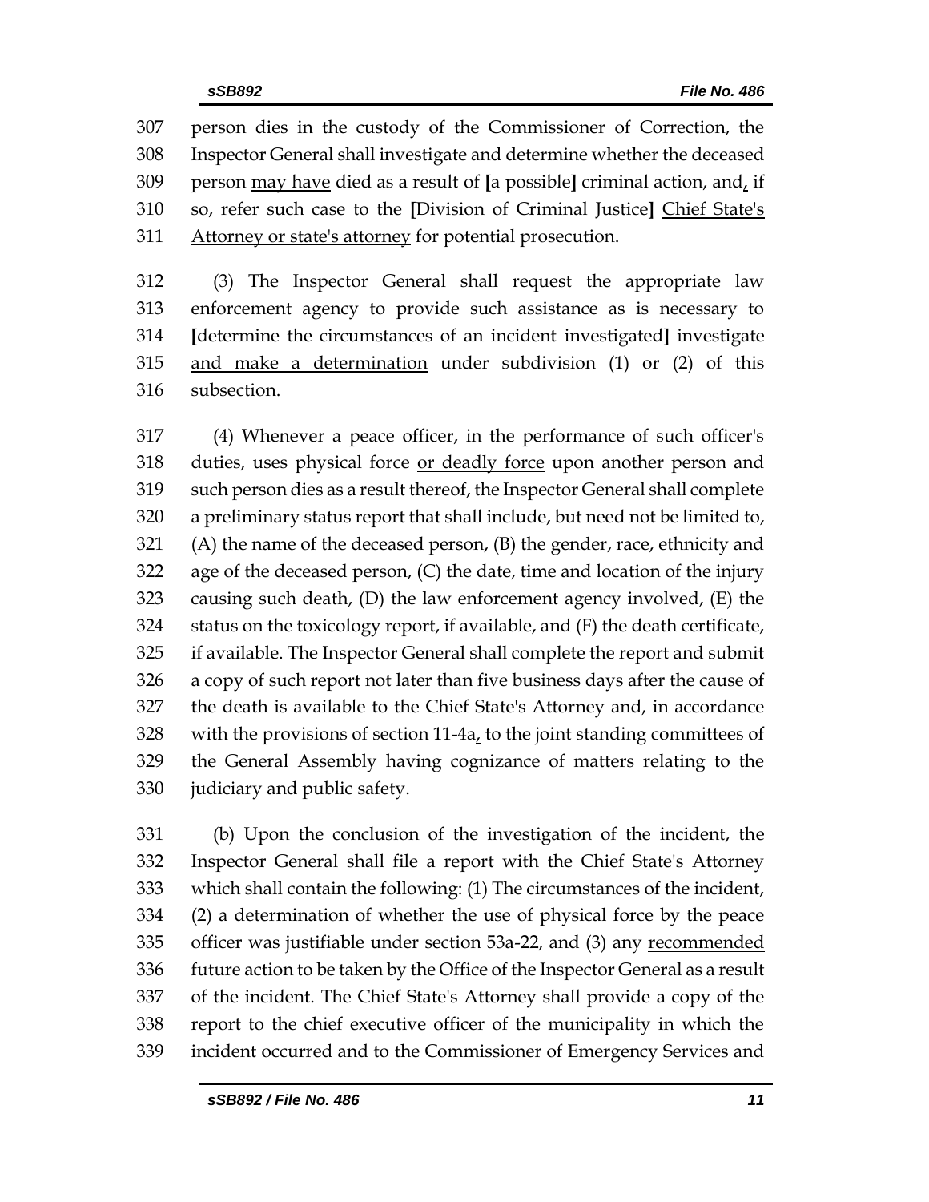307 person dies in the custody of the Commissioner of Correction, the
308 Inspector General shall investigate and determine whether the deceased
309 person <u>may have</u> died as a result of **[**a possible**]** criminal action, and<u>,</u> if
310 so, refer such case to the **[**Division of Criminal Justice**]** <u>Chief State's</u>
311 <u>Attorney or state's attorney</u> for potential prosecution.

312 (3) The Inspector General shall request the appropriate law
313 enforcement agency to provide such assistance as is necessary to
314 **[**determine the circumstances of an incident investigated**]** <u>investigate</u>
315 <u>and make a determination</u> under subdivision (1) or (2) of this
316 subsection.

317 (4) Whenever a peace officer, in the performance of such officer's
318 duties, uses physical force <u>or deadly force</u> upon another person and
319 such person dies as a result thereof, the Inspector General shall complete
320 a preliminary status report that shall include, but need not be limited to,
321 (A) the name of the deceased person, (B) the gender, race, ethnicity and
322 age of the deceased person, (C) the date, time and location of the injury
323 causing such death, (D) the law enforcement agency involved, (E) the
324 status on the toxicology report, if available, and (F) the death certificate,
325 if available. The Inspector General shall complete the report and submit
326 a copy of such report not later than five business days after the cause of
327 the death is available <u>to the Chief State's Attorney and,</u> in accordance
328 with the provisions of section 11-4a<u>,</u> to the joint standing committees of
329 the General Assembly having cognizance of matters relating to the
330 judiciary and public safety.

331 (b) Upon the conclusion of the investigation of the incident, the
332 Inspector General shall file a report with the Chief State's Attorney
333 which shall contain the following: (1) The circumstances of the incident,
334 (2) a determination of whether the use of physical force by the peace
335 officer was justifiable under section 53a-22, and (3) any <u>recommended</u>
336 future action to be taken by the Office of the Inspector General as a result
337 of the incident. The Chief State's Attorney shall provide a copy of the
338 report to the chief executive officer of the municipality in which the
339 incident occurred and to the Commissioner of Emergency Services and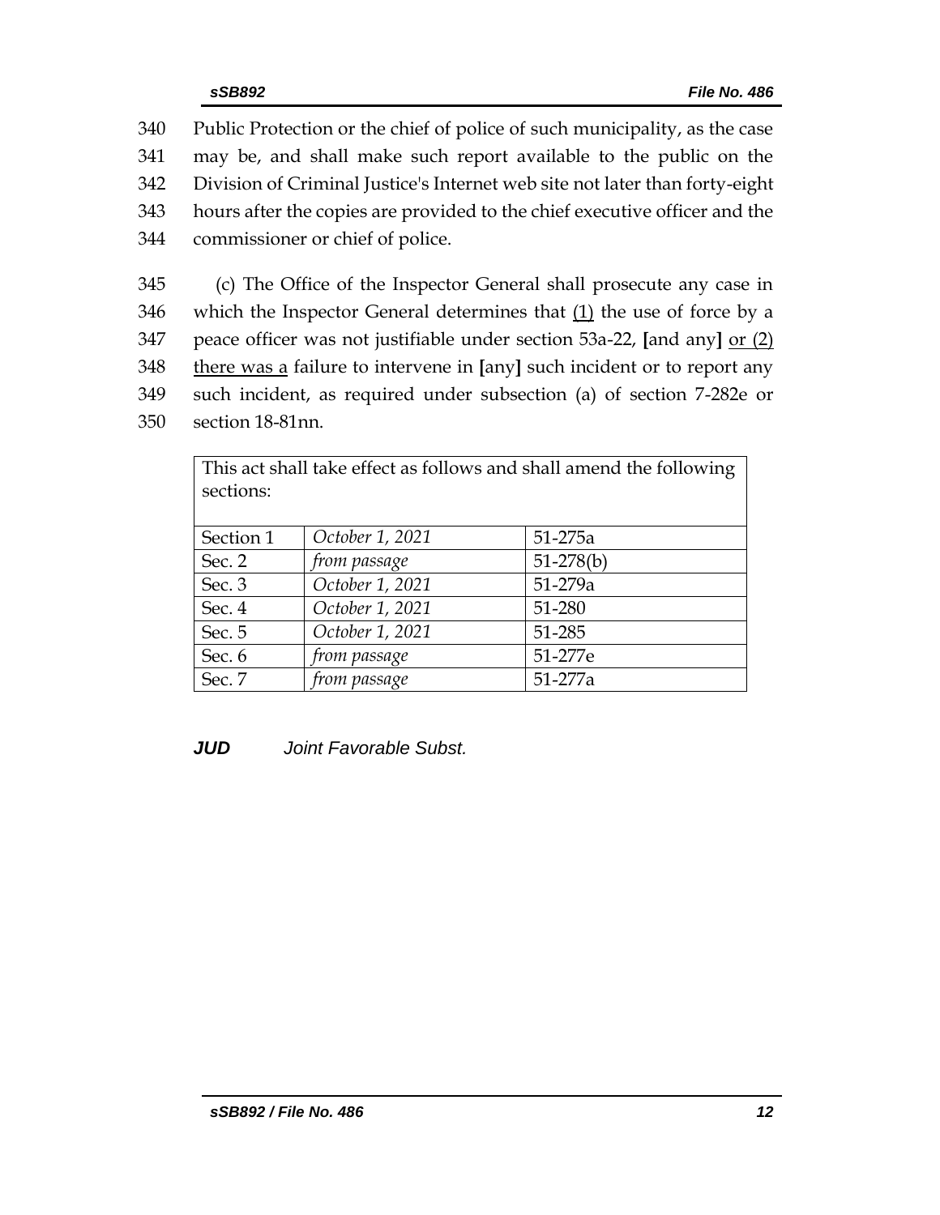340 Public Protection or the chief of police of such municipality, as the case
341 may be, and shall make such report available to the public on the
342 Division of Criminal Justice's Internet web site not later than forty-eight
343 hours after the copies are provided to the chief executive officer and the
344 commissioner or chief of police.

345 (c) The Office of the Inspector General shall prosecute any case in
346 which the Inspector General determines that <u>(1)</u> the use of force by a
347 peace officer was not justifiable under section 53a-22, **[**and any**]** <u>or (2)</u>
348 <u>there was a</u> failure to intervene in **[**any**]** such incident or to report any
349 such incident, as required under subsection (a) of section 7-282e or
350 section 18-81nn.

| This act shall take effect as follows and shall amend the following sections: | | |
|---|---|---|
| Section 1 | *October 1, 2021* | 51-275a |
| Sec. 2 | *from passage* | 51-278(b) |
| Sec. 3 | *October 1, 2021* | 51-279a |
| Sec. 4 | *October 1, 2021* | 51-280 |
| Sec. 5 | *October 1, 2021* | 51-285 |
| Sec. 6 | *from passage* | 51-277e |
| Sec. 7 | *from passage* | 51-277a |

***JUD*** *Joint Favorable Subst.*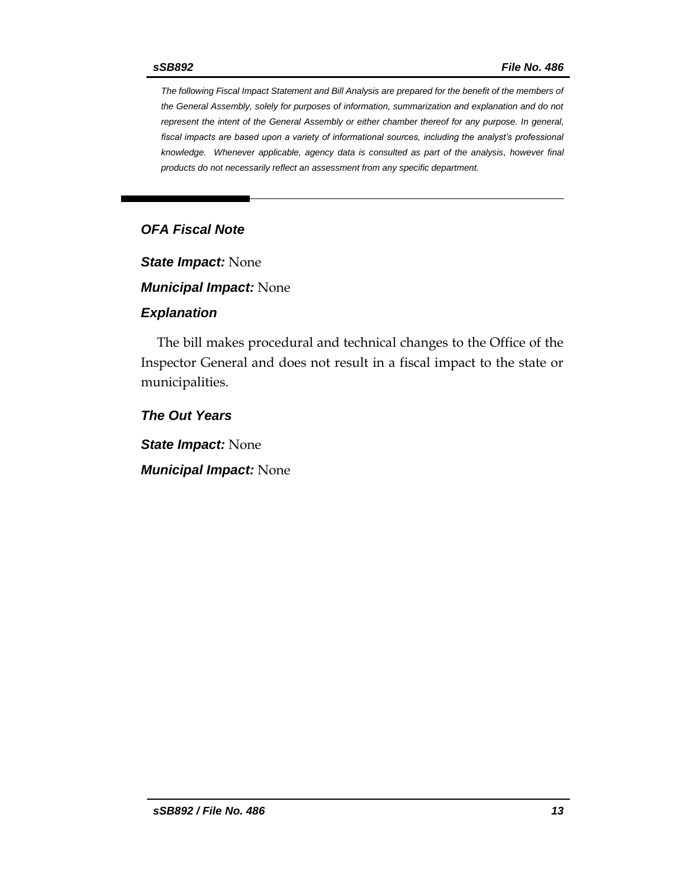*The following Fiscal Impact Statement and Bill Analysis are prepared for the benefit of the members of the General Assembly, solely for purposes of information, summarization and explanation and do not represent the intent of the General Assembly or either chamber thereof for any purpose. In general, fiscal impacts are based upon a variety of informational sources, including the analyst's professional knowledge. Whenever applicable, agency data is consulted as part of the analysis, however final products do not necessarily reflect an assessment from any specific department.*

---

## *OFA Fiscal Note*

***State Impact:*** None

***Municipal Impact:*** None

### *Explanation*

The bill makes procedural and technical changes to the Office of the Inspector General and does not result in a fiscal impact to the state or municipalities.

### *The Out Years*

***State Impact:*** None

***Municipal Impact:*** None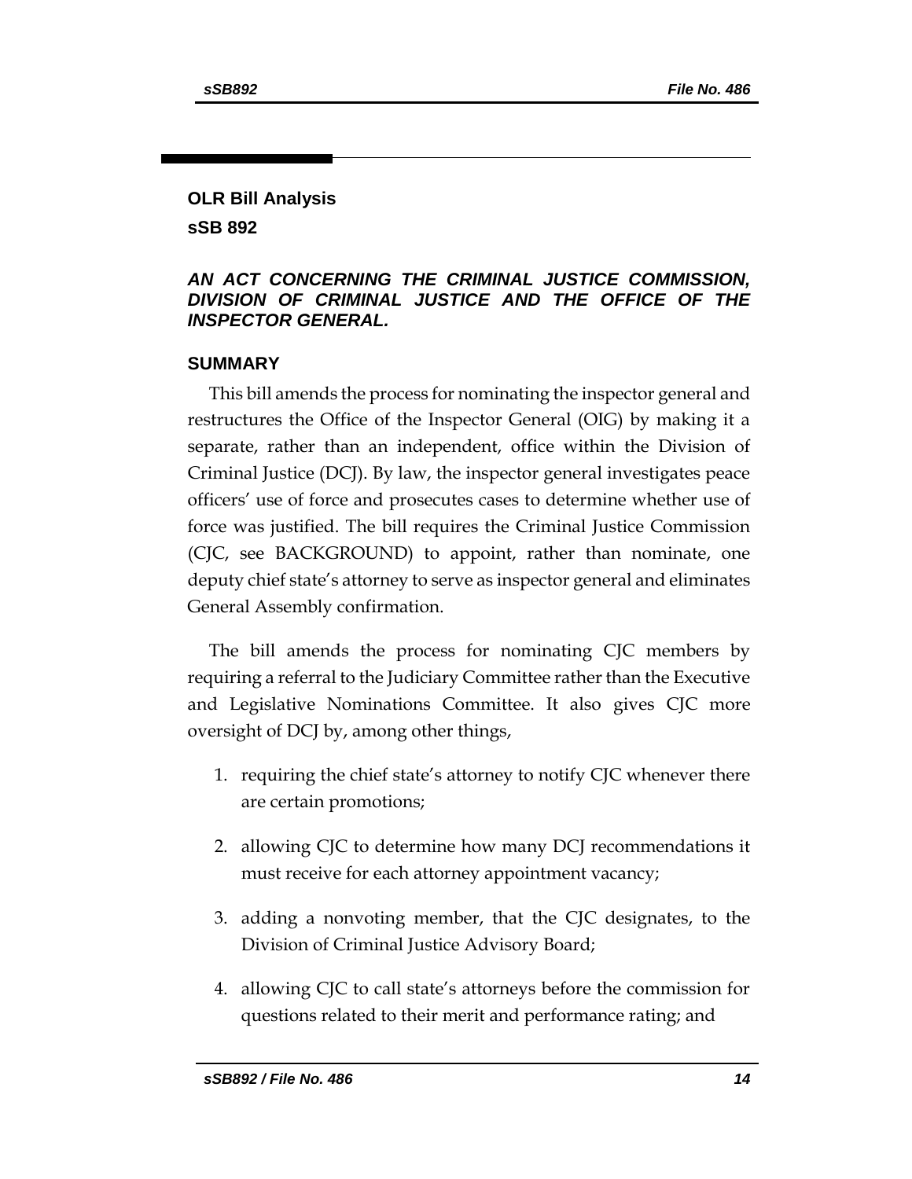## OLR Bill Analysis

## sSB 892

### *AN ACT CONCERNING THE CRIMINAL JUSTICE COMMISSION, DIVISION OF CRIMINAL JUSTICE AND THE OFFICE OF THE INSPECTOR GENERAL.*

### SUMMARY

This bill amends the process for nominating the inspector general and restructures the Office of the Inspector General (OIG) by making it a separate, rather than an independent, office within the Division of Criminal Justice (DCJ). By law, the inspector general investigates peace officers' use of force and prosecutes cases to determine whether use of force was justified. The bill requires the Criminal Justice Commission (CJC, see BACKGROUND) to appoint, rather than nominate, one deputy chief state's attorney to serve as inspector general and eliminates General Assembly confirmation.

The bill amends the process for nominating CJC members by requiring a referral to the Judiciary Committee rather than the Executive and Legislative Nominations Committee. It also gives CJC more oversight of DCJ by, among other things,

1. requiring the chief state's attorney to notify CJC whenever there are certain promotions;
2. allowing CJC to determine how many DCJ recommendations it must receive for each attorney appointment vacancy;
3. adding a nonvoting member, that the CJC designates, to the Division of Criminal Justice Advisory Board;
4. allowing CJC to call state's attorneys before the commission for questions related to their merit and performance rating; and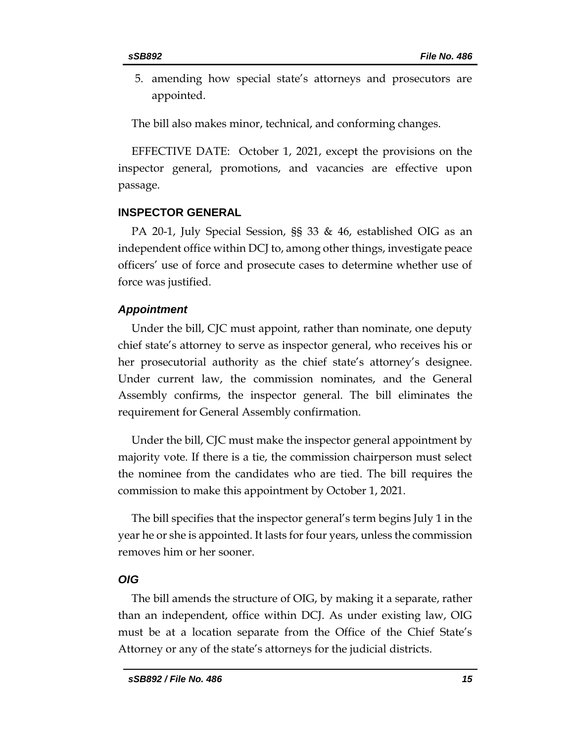5. amending how special state's attorneys and prosecutors are appointed.

The bill also makes minor, technical, and conforming changes.

EFFECTIVE DATE: October 1, 2021, except the provisions on the inspector general, promotions, and vacancies are effective upon passage.

## INSPECTOR GENERAL

PA 20-1, July Special Session, §§ 33 & 46, established OIG as an independent office within DCJ to, among other things, investigate peace officers' use of force and prosecute cases to determine whether use of force was justified.

### *Appointment*

Under the bill, CJC must appoint, rather than nominate, one deputy chief state's attorney to serve as inspector general, who receives his or her prosecutorial authority as the chief state's attorney's designee. Under current law, the commission nominates, and the General Assembly confirms, the inspector general. The bill eliminates the requirement for General Assembly confirmation.

Under the bill, CJC must make the inspector general appointment by majority vote. If there is a tie, the commission chairperson must select the nominee from the candidates who are tied. The bill requires the commission to make this appointment by October 1, 2021.

The bill specifies that the inspector general's term begins July 1 in the year he or she is appointed. It lasts for four years, unless the commission removes him or her sooner.

### *OIG*

The bill amends the structure of OIG, by making it a separate, rather than an independent, office within DCJ. As under existing law, OIG must be at a location separate from the Office of the Chief State's Attorney or any of the state's attorneys for the judicial districts.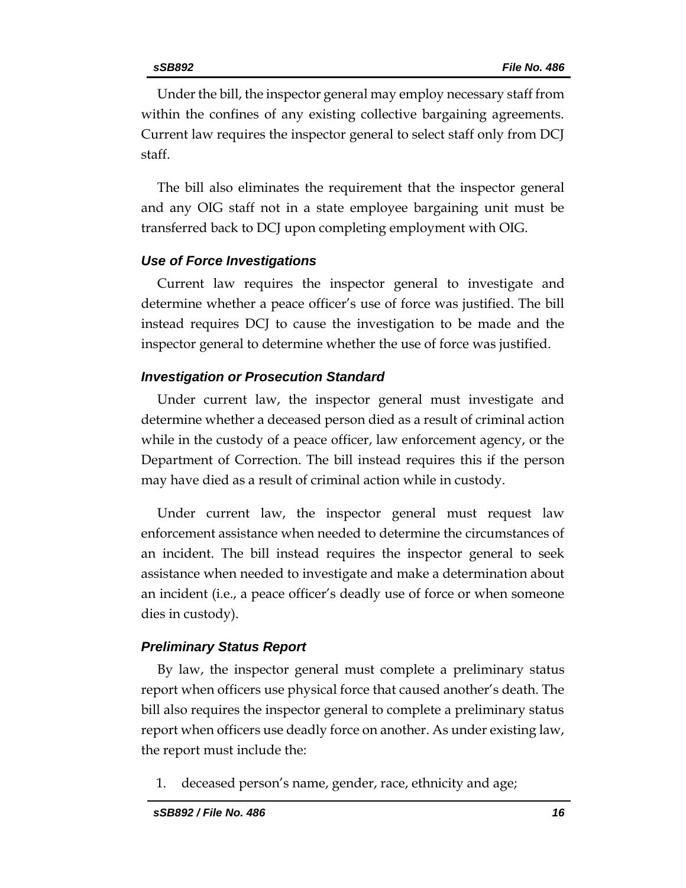Under the bill, the inspector general may employ necessary staff from within the confines of any existing collective bargaining agreements. Current law requires the inspector general to select staff only from DCJ staff.

The bill also eliminates the requirement that the inspector general and any OIG staff not in a state employee bargaining unit must be transferred back to DCJ upon completing employment with OIG.

### *Use of Force Investigations*

Current law requires the inspector general to investigate and determine whether a peace officer's use of force was justified. The bill instead requires DCJ to cause the investigation to be made and the inspector general to determine whether the use of force was justified.

### *Investigation or Prosecution Standard*

Under current law, the inspector general must investigate and determine whether a deceased person died as a result of criminal action while in the custody of a peace officer, law enforcement agency, or the Department of Correction. The bill instead requires this if the person may have died as a result of criminal action while in custody.

Under current law, the inspector general must request law enforcement assistance when needed to determine the circumstances of an incident. The bill instead requires the inspector general to seek assistance when needed to investigate and make a determination about an incident (i.e., a peace officer's deadly use of force or when someone dies in custody).

### *Preliminary Status Report*

By law, the inspector general must complete a preliminary status report when officers use physical force that caused another's death. The bill also requires the inspector general to complete a preliminary status report when officers use deadly force on another. As under existing law, the report must include the:

1. deceased person's name, gender, race, ethnicity and age;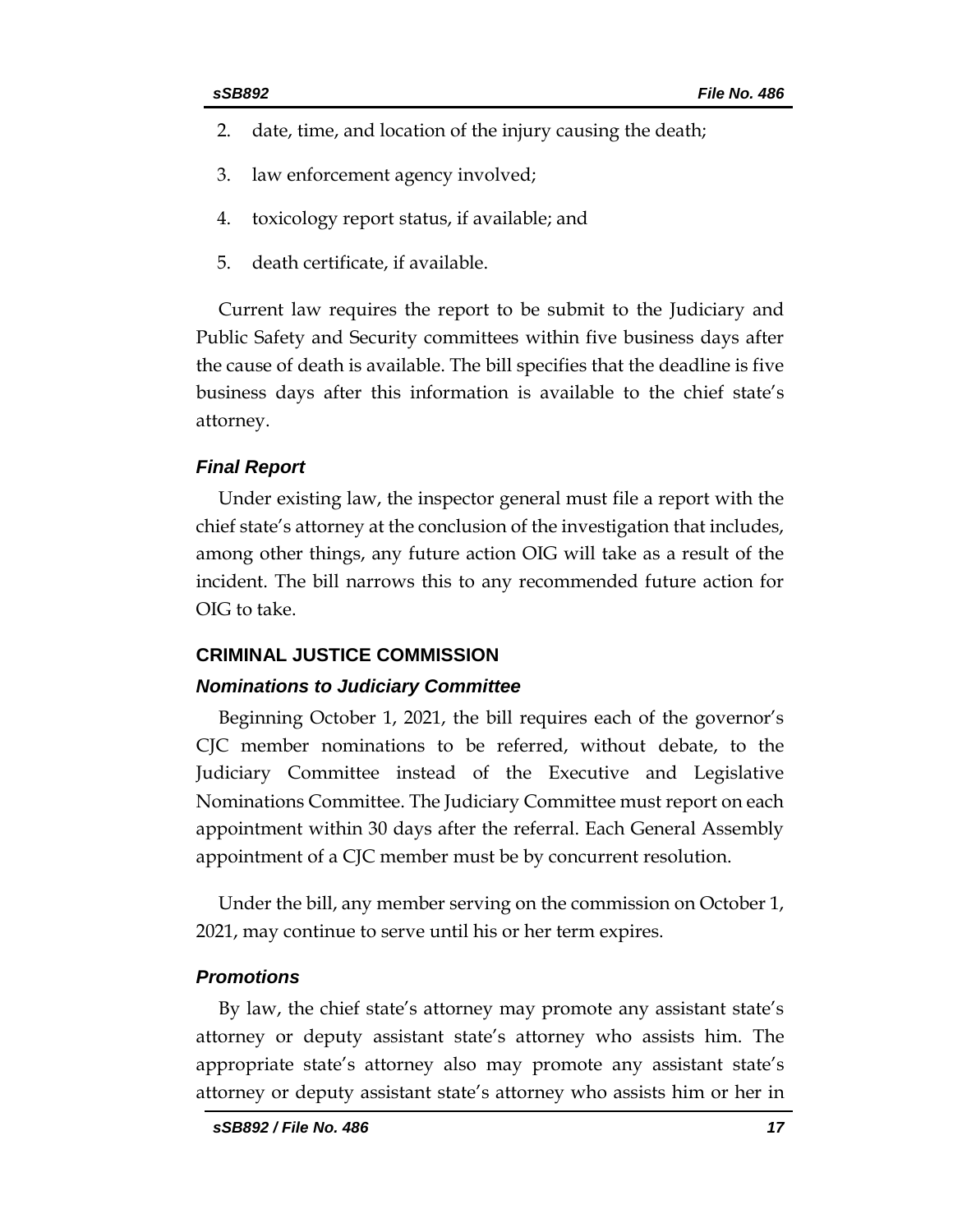2. date, time, and location of the injury causing the death;
3. law enforcement agency involved;
4. toxicology report status, if available; and
5. death certificate, if available.

Current law requires the report to be submit to the Judiciary and Public Safety and Security committees within five business days after the cause of death is available. The bill specifies that the deadline is five business days after this information is available to the chief state's attorney.

### *Final Report*

Under existing law, the inspector general must file a report with the chief state's attorney at the conclusion of the investigation that includes, among other things, any future action OIG will take as a result of the incident. The bill narrows this to any recommended future action for OIG to take.

## CRIMINAL JUSTICE COMMISSION

### *Nominations to Judiciary Committee*

Beginning October 1, 2021, the bill requires each of the governor's CJC member nominations to be referred, without debate, to the Judiciary Committee instead of the Executive and Legislative Nominations Committee. The Judiciary Committee must report on each appointment within 30 days after the referral. Each General Assembly appointment of a CJC member must be by concurrent resolution.

Under the bill, any member serving on the commission on October 1, 2021, may continue to serve until his or her term expires.

### *Promotions*

By law, the chief state's attorney may promote any assistant state's attorney or deputy assistant state's attorney who assists him. The appropriate state's attorney also may promote any assistant state's attorney or deputy assistant state's attorney who assists him or her in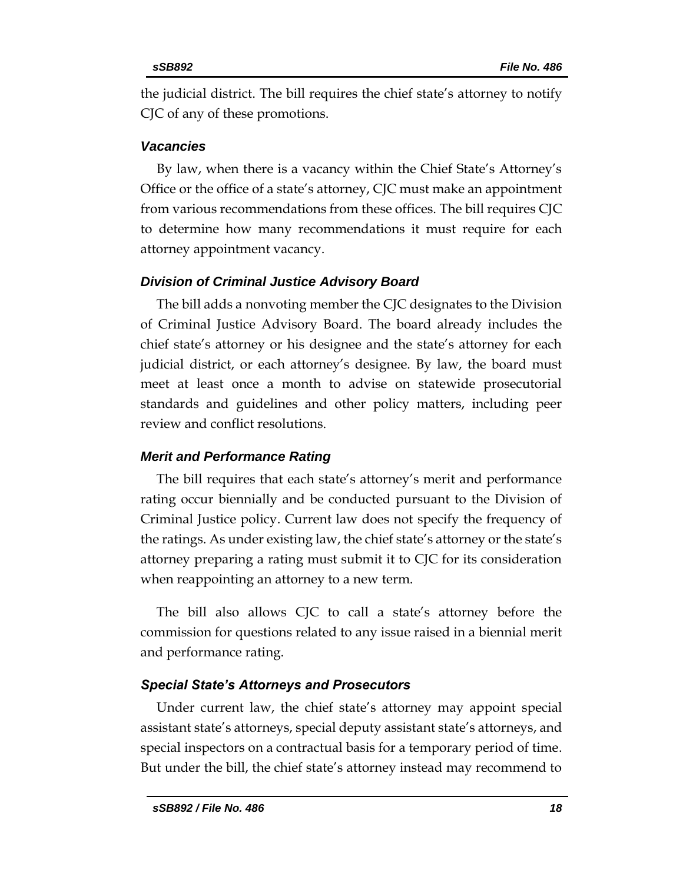the judicial district. The bill requires the chief state's attorney to notify CJC of any of these promotions.

### *Vacancies*

By law, when there is a vacancy within the Chief State's Attorney's Office or the office of a state's attorney, CJC must make an appointment from various recommendations from these offices. The bill requires CJC to determine how many recommendations it must require for each attorney appointment vacancy.

### *Division of Criminal Justice Advisory Board*

The bill adds a nonvoting member the CJC designates to the Division of Criminal Justice Advisory Board. The board already includes the chief state's attorney or his designee and the state's attorney for each judicial district, or each attorney's designee. By law, the board must meet at least once a month to advise on statewide prosecutorial standards and guidelines and other policy matters, including peer review and conflict resolutions.

### *Merit and Performance Rating*

The bill requires that each state's attorney's merit and performance rating occur biennially and be conducted pursuant to the Division of Criminal Justice policy. Current law does not specify the frequency of the ratings. As under existing law, the chief state's attorney or the state's attorney preparing a rating must submit it to CJC for its consideration when reappointing an attorney to a new term.

The bill also allows CJC to call a state's attorney before the commission for questions related to any issue raised in a biennial merit and performance rating.

### *Special State's Attorneys and Prosecutors*

Under current law, the chief state's attorney may appoint special assistant state's attorneys, special deputy assistant state's attorneys, and special inspectors on a contractual basis for a temporary period of time. But under the bill, the chief state's attorney instead may recommend to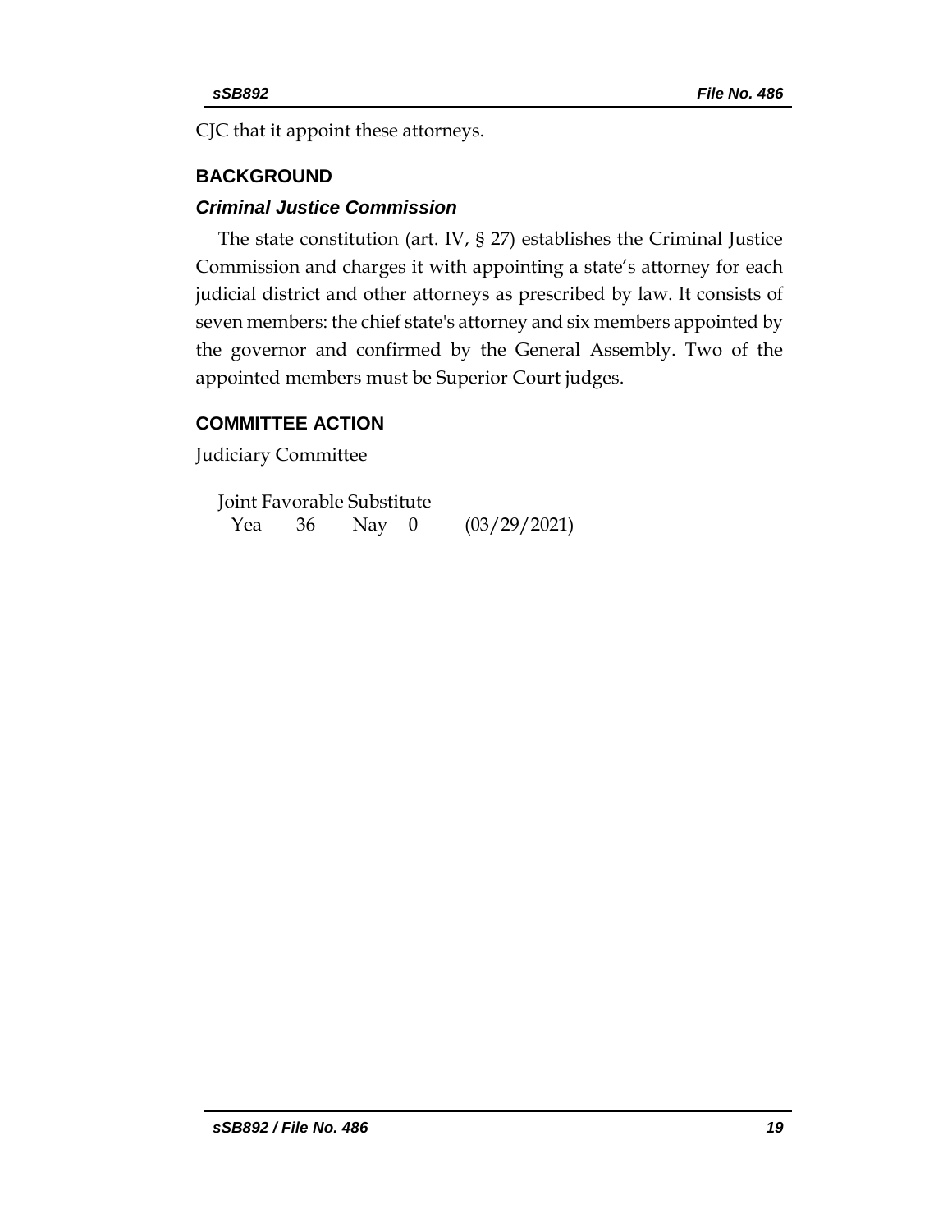CJC that it appoint these attorneys.

## BACKGROUND

### *Criminal Justice Commission*

The state constitution (art. IV, § 27) establishes the Criminal Justice Commission and charges it with appointing a state's attorney for each judicial district and other attorneys as prescribed by law. It consists of seven members: the chief state's attorney and six members appointed by the governor and confirmed by the General Assembly. Two of the appointed members must be Superior Court judges.

## COMMITTEE ACTION

Judiciary Committee

Joint Favorable Substitute

| | | | | |
|---|---|---|---|---|
| Yea | 36 | Nay | 0 | (03/29/2021) |